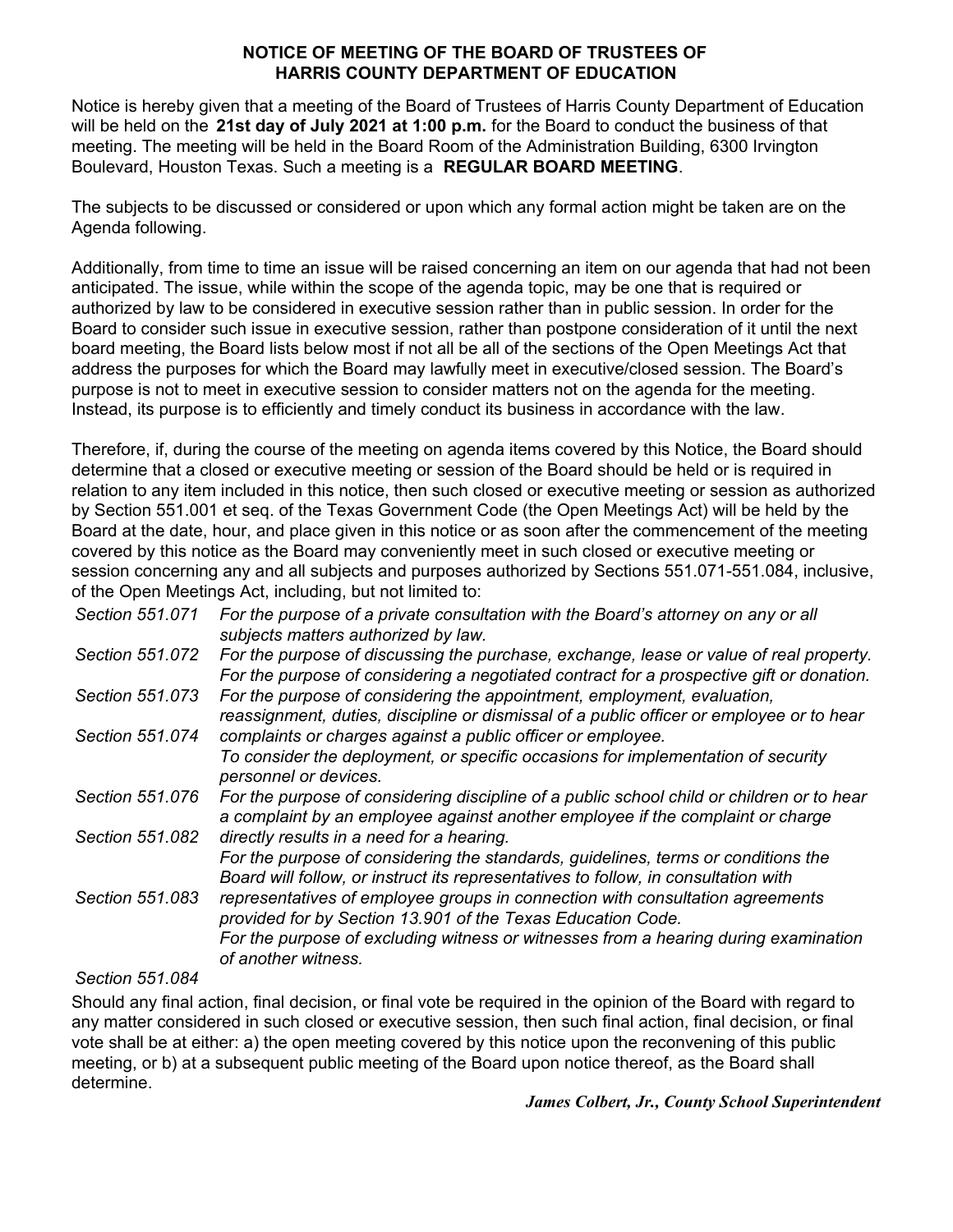**NOTICE OF MEETING OF THE BOARD OF TRUSTEES OF HARRIS COUNTY DEPARTMENT OF EDUCATION**

Notice is hereby given that a meeting of the Board of Trustees of Harris County Department of Education will be held on the **21st day of July 2021 at 1:00 p.m.** for the Board to conduct the business of that meeting. The meeting will be held in the Board Room of the Administration Building, 6300 Irvington Boulevard, Houston Texas. Such a meeting is a **REGULAR BOARD MEETING**.

The subjects to be discussed or considered or upon which any formal action might be taken are on the Agenda following.

Additionally, from time to time an issue will be raised concerning an item on our agenda that had not been anticipated. The issue, while within the scope of the agenda topic, may be one that is required or authorized by law to be considered in executive session rather than in public session. In order for the Board to consider such issue in executive session, rather than postpone consideration of it until the next board meeting, the Board lists below most if not all be all of the sections of the Open Meetings Act that address the purposes for which the Board may lawfully meet in executive/closed session. The Board's purpose is not to meet in executive session to consider matters not on the agenda for the meeting. Instead, its purpose is to efficiently and timely conduct its business in accordance with the law.

Therefore, if, during the course of the meeting on agenda items covered by this Notice, the Board should determine that a closed or executive meeting or session of the Board should be held or is required in relation to any item included in this notice, then such closed or executive meeting or session as authorized by Section 551.001 et seq. of the Texas Government Code (the Open Meetings Act) will be held by the Board at the date, hour, and place given in this notice or as soon after the commencement of the meeting covered by this notice as the Board may conveniently meet in such closed or executive meeting or session concerning any and all subjects and purposes authorized by Sections 551.071-551.084, inclusive, of the Open Meetings Act, including, but not limited to:

*Section 551.071* — *For the purpose of a private consultation with the Board's attorney on any or all subjects matters authorized by law.*

*Section 551.072* — *For the purpose of discussing the purchase, exchange, lease or value of real property.*

*Section 551.073* — *For the purpose of considering a negotiated contract for a prospective gift or donation.*

*Section 551.074* — *For the purpose of considering the appointment, employment, evaluation, reassignment, duties, discipline or dismissal of a public officer or employee or to hear complaints or charges against a public officer or employee.*

*Section 551.076* — *To consider the deployment, or specific occasions for implementation of security personnel or devices.*

*Section 551.082* — *For the purpose of considering discipline of a public school child or children or to hear a complaint by an employee against another employee if the complaint or charge directly results in a need for a hearing.*

*Section 551.083* — *For the purpose of considering the standards, guidelines, terms or conditions the Board will follow, or instruct its representatives to follow, in consultation with representatives of employee groups in connection with consultation agreements provided for by Section 13.901 of the Texas Education Code.*

*Section 551.084* — *For the purpose of excluding witness or witnesses from a hearing during examination of another witness.*

Should any final action, final decision, or final vote be required in the opinion of the Board with regard to any matter considered in such closed or executive session, then such final action, final decision, or final vote shall be at either: a) the open meeting covered by this notice upon the reconvening of this public meeting, or b) at a subsequent public meeting of the Board upon notice thereof, as the Board shall determine.

***James Colbert, Jr., County School Superintendent***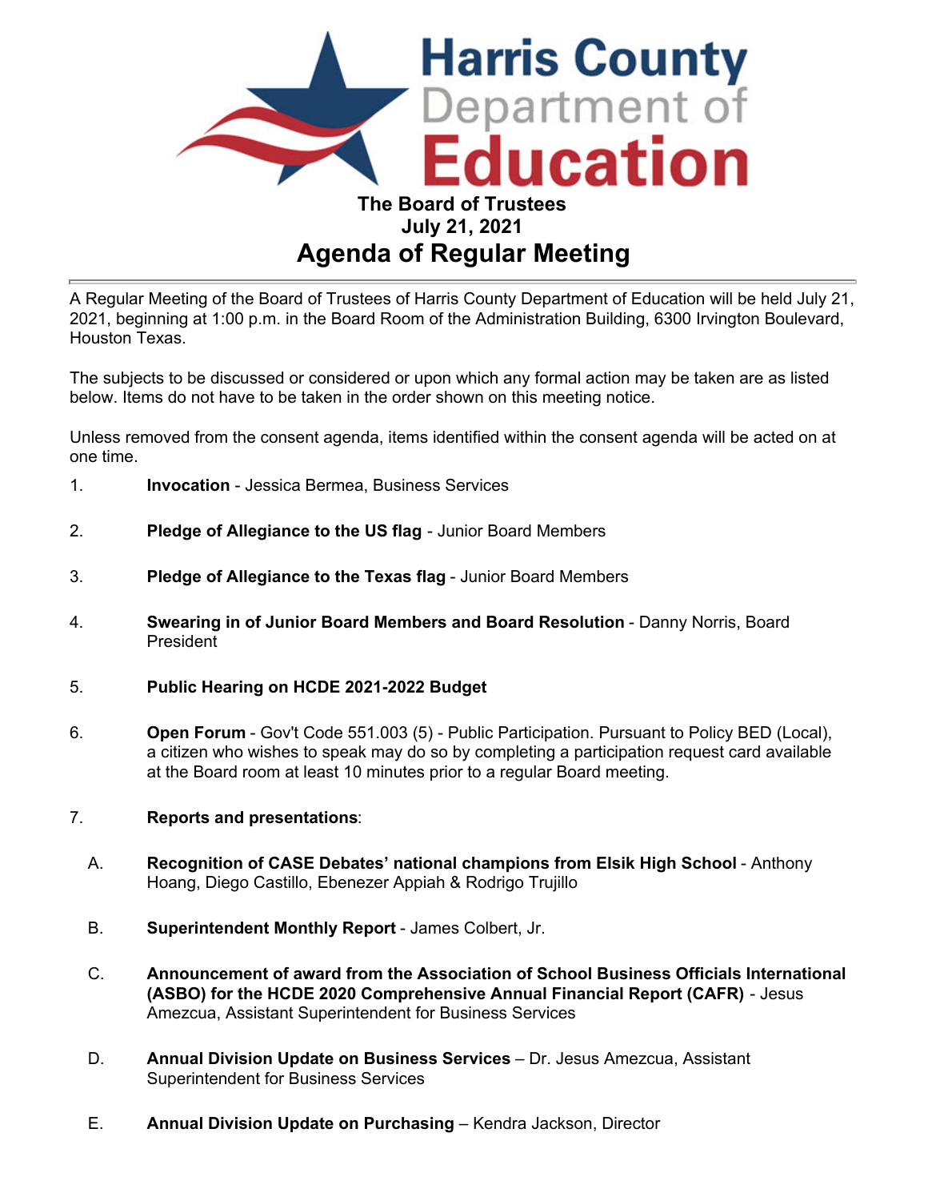# Harris County Department of Education

**The Board of Trustees**
**July 21, 2021**

# Agenda of Regular Meeting

---

A Regular Meeting of the Board of Trustees of Harris County Department of Education will be held July 21, 2021, beginning at 1:00 p.m. in the Board Room of the Administration Building, 6300 Irvington Boulevard, Houston Texas.

The subjects to be discussed or considered or upon which any formal action may be taken are as listed below. Items do not have to be taken in the order shown on this meeting notice.

Unless removed from the consent agenda, items identified within the consent agenda will be acted on at one time.

1. **Invocation** - Jessica Bermea, Business Services

2. **Pledge of Allegiance to the US flag** - Junior Board Members

3. **Pledge of Allegiance to the Texas flag** - Junior Board Members

4. **Swearing in of Junior Board Members and Board Resolution** - Danny Norris, Board President

5. **Public Hearing on HCDE 2021-2022 Budget**

6. **Open Forum** - Gov't Code 551.003 (5) - Public Participation. Pursuant to Policy BED (Local), a citizen who wishes to speak may do so by completing a participation request card available at the Board room at least 10 minutes prior to a regular Board meeting.

7. **Reports and presentations**:

   A. **Recognition of CASE Debates' national champions from Elsik High School** - Anthony Hoang, Diego Castillo, Ebenezer Appiah & Rodrigo Trujillo

   B. **Superintendent Monthly Report** - James Colbert, Jr.

   C. **Announcement of award from the Association of School Business Officials International (ASBO) for the HCDE 2020 Comprehensive Annual Financial Report (CAFR)** - Jesus Amezcua, Assistant Superintendent for Business Services

   D. **Annual Division Update on Business Services** – Dr. Jesus Amezcua, Assistant Superintendent for Business Services

   E. **Annual Division Update on Purchasing** – Kendra Jackson, Director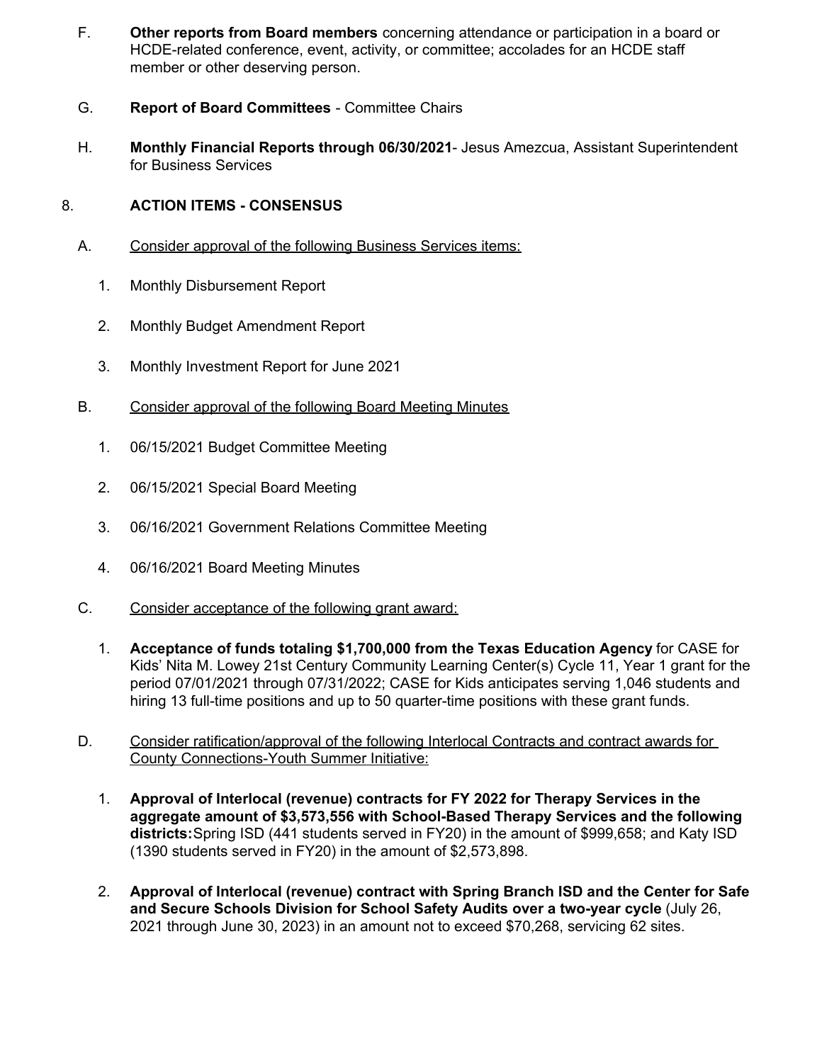F. **Other reports from Board members** concerning attendance or participation in a board or HCDE-related conference, event, activity, or committee; accolades for an HCDE staff member or other deserving person.

G. **Report of Board Committees** - Committee Chairs

H. **Monthly Financial Reports through 06/30/2021**- Jesus Amezcua, Assistant Superintendent for Business Services

8. **ACTION ITEMS - CONSENSUS**

A. <u>Consider approval of the following Business Services items:</u>

1. Monthly Disbursement Report
2. Monthly Budget Amendment Report
3. Monthly Investment Report for June 2021

B. <u>Consider approval of the following Board Meeting Minutes</u>

1. 06/15/2021 Budget Committee Meeting
2. 06/15/2021 Special Board Meeting
3. 06/16/2021 Government Relations Committee Meeting
4. 06/16/2021 Board Meeting Minutes

C. <u>Consider acceptance of the following grant award:</u>

1. **Acceptance of funds totaling $1,700,000 from the Texas Education Agency** for CASE for Kids' Nita M. Lowey 21st Century Community Learning Center(s) Cycle 11, Year 1 grant for the period 07/01/2021 through 07/31/2022; CASE for Kids anticipates serving 1,046 students and hiring 13 full-time positions and up to 50 quarter-time positions with these grant funds.

D. <u>Consider ratification/approval of the following Interlocal Contracts and contract awards for County Connections-Youth Summer Initiative:</u>

1. **Approval of Interlocal (revenue) contracts for FY 2022 for Therapy Services in the aggregate amount of $3,573,556 with School-Based Therapy Services and the following districts:**Spring ISD (441 students served in FY20) in the amount of $999,658; and Katy ISD (1390 students served in FY20) in the amount of $2,573,898.

2. **Approval of Interlocal (revenue) contract with Spring Branch ISD and the Center for Safe and Secure Schools Division for School Safety Audits over a two-year cycle** (July 26, 2021 through June 30, 2023) in an amount not to exceed $70,268, servicing 62 sites.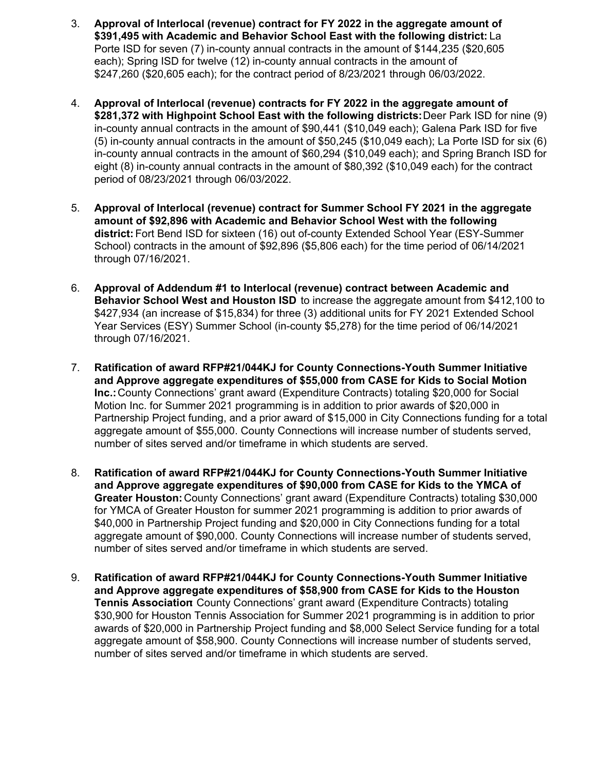3. **Approval of Interlocal (revenue) contract for FY 2022 in the aggregate amount of $391,495 with Academic and Behavior School East with the following district:** La Porte ISD for seven (7) in-county annual contracts in the amount of $144,235 ($20,605 each); Spring ISD for twelve (12) in-county annual contracts in the amount of $247,260 ($20,605 each); for the contract period of 8/23/2021 through 06/03/2022.

4. **Approval of Interlocal (revenue) contracts for FY 2022 in the aggregate amount of $281,372 with Highpoint School East with the following districts:** Deer Park ISD for nine (9) in-county annual contracts in the amount of $90,441 ($10,049 each); Galena Park ISD for five (5) in-county annual contracts in the amount of $50,245 ($10,049 each); La Porte ISD for six (6) in-county annual contracts in the amount of $60,294 ($10,049 each); and Spring Branch ISD for eight (8) in-county annual contracts in the amount of $80,392 ($10,049 each) for the contract period of 08/23/2021 through 06/03/2022.

5. **Approval of Interlocal (revenue) contract for Summer School FY 2021 in the aggregate amount of $92,896 with Academic and Behavior School West with the following district:** Fort Bend ISD for sixteen (16) out of-county Extended School Year (ESY-Summer School) contracts in the amount of $92,896 ($5,806 each) for the time period of 06/14/2021 through 07/16/2021.

6. **Approval of Addendum #1 to Interlocal (revenue) contract between Academic and Behavior School West and Houston ISD** to increase the aggregate amount from $412,100 to $427,934 (an increase of $15,834) for three (3) additional units for FY 2021 Extended School Year Services (ESY) Summer School (in-county $5,278) for the time period of 06/14/2021 through 07/16/2021.

7. **Ratification of award RFP#21/044KJ for County Connections-Youth Summer Initiative and Approve aggregate expenditures of $55,000 from CASE for Kids to Social Motion Inc.:** County Connections' grant award (Expenditure Contracts) totaling $20,000 for Social Motion Inc. for Summer 2021 programming is in addition to prior awards of $20,000 in Partnership Project funding, and a prior award of $15,000 in City Connections funding for a total aggregate amount of $55,000. County Connections will increase number of students served, number of sites served and/or timeframe in which students are served.

8. **Ratification of award RFP#21/044KJ for County Connections-Youth Summer Initiative and Approve aggregate expenditures of $90,000 from CASE for Kids to the YMCA of Greater Houston:** County Connections' grant award (Expenditure Contracts) totaling $30,000 for YMCA of Greater Houston for summer 2021 programming is addition to prior awards of $40,000 in Partnership Project funding and $20,000 in City Connections funding for a total aggregate amount of $90,000. County Connections will increase number of students served, number of sites served and/or timeframe in which students are served.

9. **Ratification of award RFP#21/044KJ for County Connections-Youth Summer Initiative and Approve aggregate expenditures of $58,900 from CASE for Kids to the Houston Tennis Association:** County Connections' grant award (Expenditure Contracts) totaling $30,900 for Houston Tennis Association for Summer 2021 programming is in addition to prior awards of $20,000 in Partnership Project funding and $8,000 Select Service funding for a total aggregate amount of $58,900. County Connections will increase number of students served, number of sites served and/or timeframe in which students are served.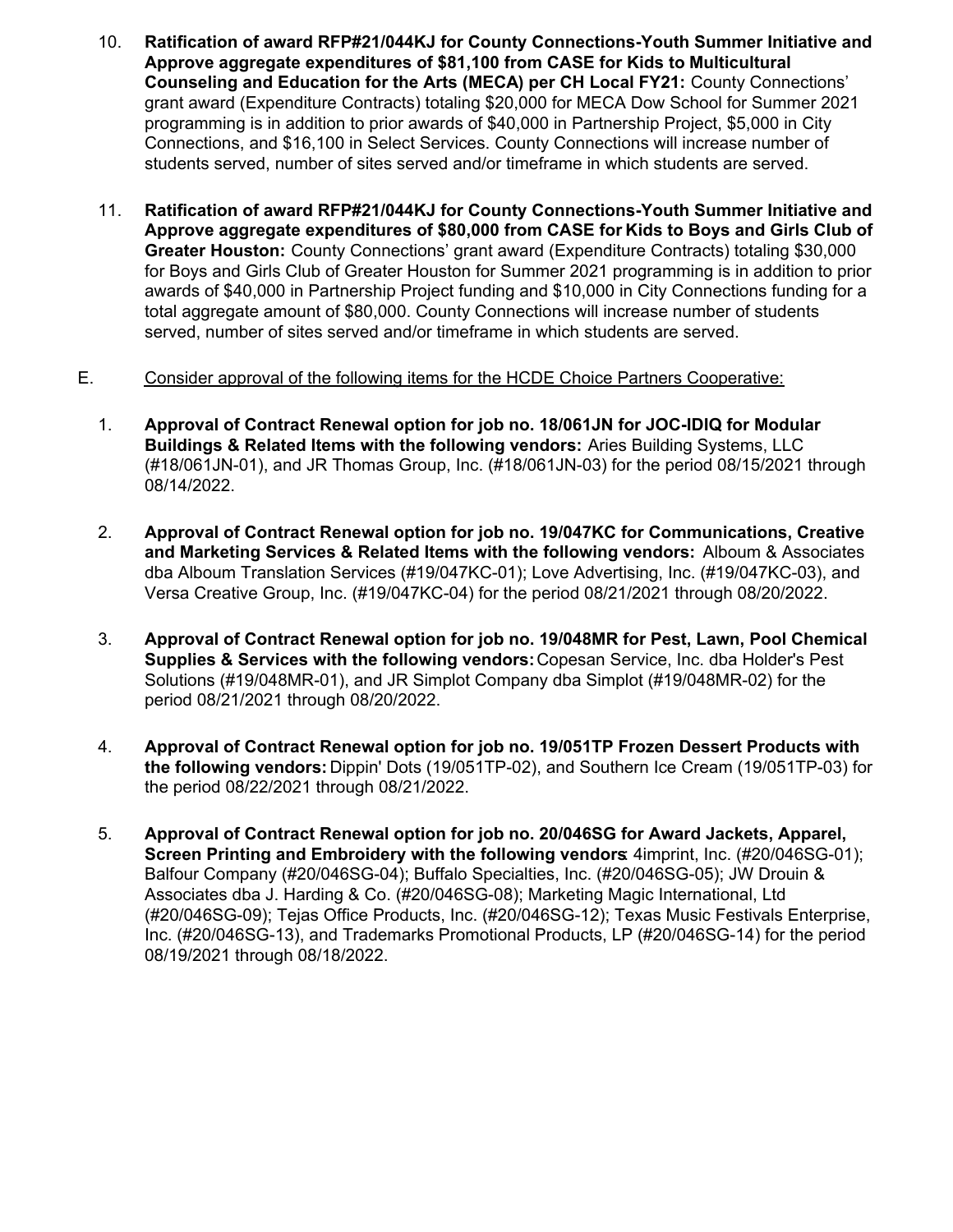10. **Ratification of award RFP#21/044KJ for County Connections-Youth Summer Initiative and Approve aggregate expenditures of $81,100 from CASE for Kids to Multicultural Counseling and Education for the Arts (MECA) per CH Local FY21:** County Connections' grant award (Expenditure Contracts) totaling $20,000 for MECA Dow School for Summer 2021 programming is in addition to prior awards of $40,000 in Partnership Project, $5,000 in City Connections, and $16,100 in Select Services. County Connections will increase number of students served, number of sites served and/or timeframe in which students are served.

11. **Ratification of award RFP#21/044KJ for County Connections-Youth Summer Initiative and Approve aggregate expenditures of $80,000 from CASE for Kids to Boys and Girls Club of Greater Houston:** County Connections' grant award (Expenditure Contracts) totaling $30,000 for Boys and Girls Club of Greater Houston for Summer 2021 programming is in addition to prior awards of $40,000 in Partnership Project funding and $10,000 in City Connections funding for a total aggregate amount of $80,000. County Connections will increase number of students served, number of sites served and/or timeframe in which students are served.

E. Consider approval of the following items for the HCDE Choice Partners Cooperative:

1. **Approval of Contract Renewal option for job no. 18/061JN for JOC-IDIQ for Modular Buildings & Related Items with the following vendors:** Aries Building Systems, LLC (#18/061JN-01), and JR Thomas Group, Inc. (#18/061JN-03) for the period 08/15/2021 through 08/14/2022.

2. **Approval of Contract Renewal option for job no. 19/047KC for Communications, Creative and Marketing Services & Related Items with the following vendors:** Alboum & Associates dba Alboum Translation Services (#19/047KC-01); Love Advertising, Inc. (#19/047KC-03), and Versa Creative Group, Inc. (#19/047KC-04) for the period 08/21/2021 through 08/20/2022.

3. **Approval of Contract Renewal option for job no. 19/048MR for Pest, Lawn, Pool Chemical Supplies & Services with the following vendors:** Copesan Service, Inc. dba Holder's Pest Solutions (#19/048MR-01), and JR Simplot Company dba Simplot (#19/048MR-02) for the period 08/21/2021 through 08/20/2022.

4. **Approval of Contract Renewal option for job no. 19/051TP Frozen Dessert Products with the following vendors:** Dippin' Dots (19/051TP-02), and Southern Ice Cream (19/051TP-03) for the period 08/22/2021 through 08/21/2022.

5. **Approval of Contract Renewal option for job no. 20/046SG for Award Jackets, Apparel, Screen Printing and Embroidery with the following vendors:** 4imprint, Inc. (#20/046SG-01); Balfour Company (#20/046SG-04); Buffalo Specialties, Inc. (#20/046SG-05); JW Drouin & Associates dba J. Harding & Co. (#20/046SG-08); Marketing Magic International, Ltd (#20/046SG-09); Tejas Office Products, Inc. (#20/046SG-12); Texas Music Festivals Enterprise, Inc. (#20/046SG-13), and Trademarks Promotional Products, LP (#20/046SG-14) for the period 08/19/2021 through 08/18/2022.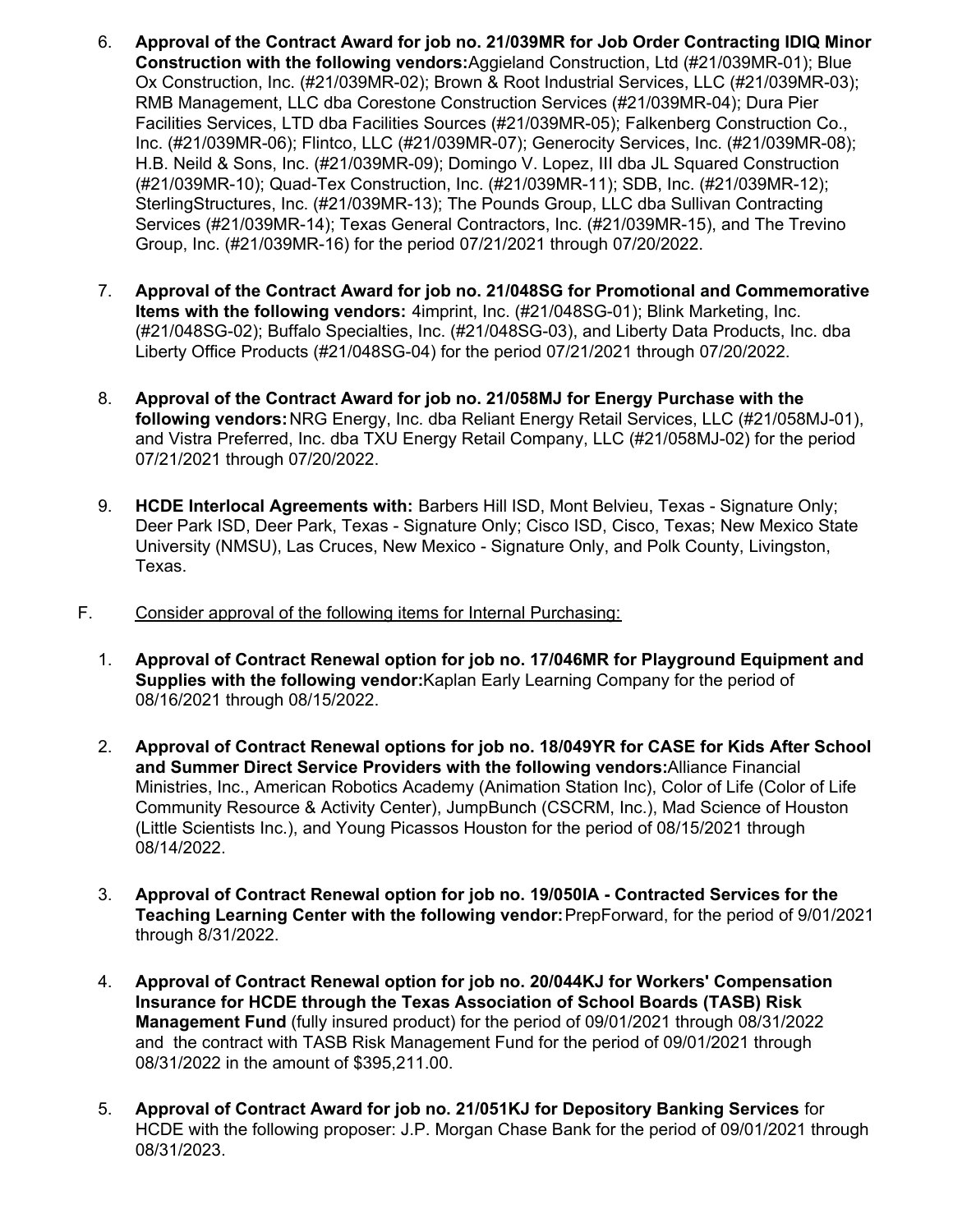6. **Approval of the Contract Award for job no. 21/039MR for Job Order Contracting IDIQ Minor Construction with the following vendors:**Aggieland Construction, Ltd (#21/039MR-01); Blue Ox Construction, Inc. (#21/039MR-02); Brown & Root Industrial Services, LLC (#21/039MR-03); RMB Management, LLC dba Corestone Construction Services (#21/039MR-04); Dura Pier Facilities Services, LTD dba Facilities Sources (#21/039MR-05); Falkenberg Construction Co., Inc. (#21/039MR-06); Flintco, LLC (#21/039MR-07); Generocity Services, Inc. (#21/039MR-08); H.B. Neild & Sons, Inc. (#21/039MR-09); Domingo V. Lopez, III dba JL Squared Construction (#21/039MR-10); Quad-Tex Construction, Inc. (#21/039MR-11); SDB, Inc. (#21/039MR-12); SterlingStructures, Inc. (#21/039MR-13); The Pounds Group, LLC dba Sullivan Contracting Services (#21/039MR-14); Texas General Contractors, Inc. (#21/039MR-15), and The Trevino Group, Inc. (#21/039MR-16) for the period 07/21/2021 through 07/20/2022.

7. **Approval of the Contract Award for job no. 21/048SG for Promotional and Commemorative Items with the following vendors:** 4imprint, Inc. (#21/048SG-01); Blink Marketing, Inc. (#21/048SG-02); Buffalo Specialties, Inc. (#21/048SG-03), and Liberty Data Products, Inc. dba Liberty Office Products (#21/048SG-04) for the period 07/21/2021 through 07/20/2022.

8. **Approval of the Contract Award for job no. 21/058MJ for Energy Purchase with the following vendors:**NRG Energy, Inc. dba Reliant Energy Retail Services, LLC (#21/058MJ-01), and Vistra Preferred, Inc. dba TXU Energy Retail Company, LLC (#21/058MJ-02) for the period 07/21/2021 through 07/20/2022.

9. **HCDE Interlocal Agreements with:** Barbers Hill ISD, Mont Belvieu, Texas - Signature Only; Deer Park ISD, Deer Park, Texas - Signature Only; Cisco ISD, Cisco, Texas; New Mexico State University (NMSU), Las Cruces, New Mexico - Signature Only, and Polk County, Livingston, Texas.

F. Consider approval of the following items for Internal Purchasing:

1. **Approval of Contract Renewal option for job no. 17/046MR for Playground Equipment and Supplies with the following vendor:**Kaplan Early Learning Company for the period of 08/16/2021 through 08/15/2022.

2. **Approval of Contract Renewal options for job no. 18/049YR for CASE for Kids After School and Summer Direct Service Providers with the following vendors:**Alliance Financial Ministries, Inc., American Robotics Academy (Animation Station Inc), Color of Life (Color of Life Community Resource & Activity Center), JumpBunch (CSCRM, Inc.), Mad Science of Houston (Little Scientists Inc.), and Young Picassos Houston for the period of 08/15/2021 through 08/14/2022.

3. **Approval of Contract Renewal option for job no. 19/050IA - Contracted Services for the Teaching Learning Center with the following vendor:**PrepForward, for the period of 9/01/2021 through 8/31/2022.

4. **Approval of Contract Renewal option for job no. 20/044KJ for Workers' Compensation Insurance for HCDE through the Texas Association of School Boards (TASB) Risk Management Fund** (fully insured product) for the period of 09/01/2021 through 08/31/2022 and the contract with TASB Risk Management Fund for the period of 09/01/2021 through 08/31/2022 in the amount of $395,211.00.

5. **Approval of Contract Award for job no. 21/051KJ for Depository Banking Services** for HCDE with the following proposer: J.P. Morgan Chase Bank for the period of 09/01/2021 through 08/31/2023.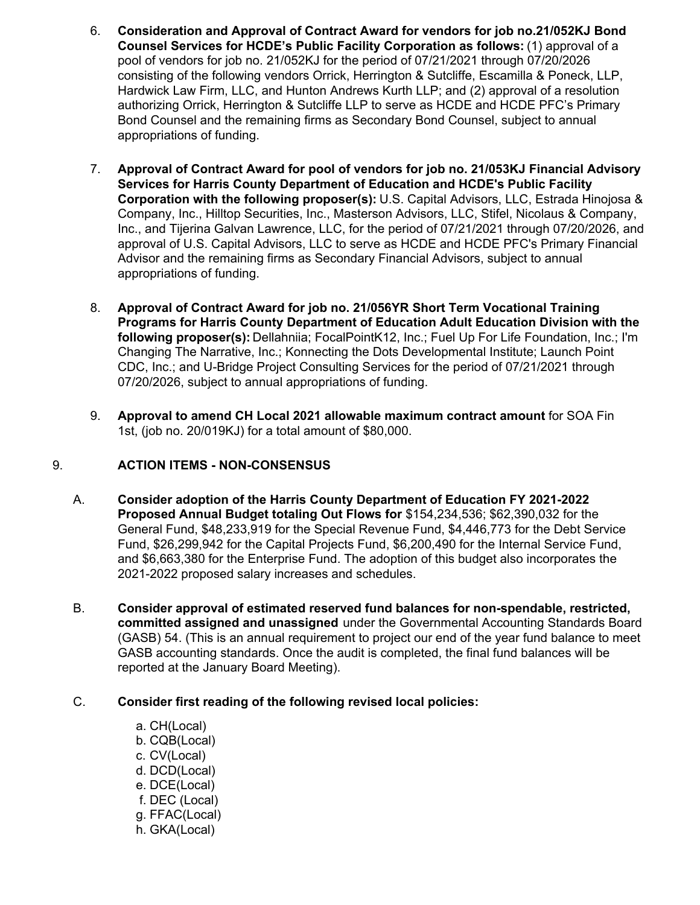6. **Consideration and Approval of Contract Award for vendors for job no.21/052KJ Bond Counsel Services for HCDE's Public Facility Corporation as follows:** (1) approval of a pool of vendors for job no. 21/052KJ for the period of 07/21/2021 through 07/20/2026 consisting of the following vendors Orrick, Herrington & Sutcliffe, Escamilla & Poneck, LLP, Hardwick Law Firm, LLC, and Hunton Andrews Kurth LLP; and (2) approval of a resolution authorizing Orrick, Herrington & Sutcliffe LLP to serve as HCDE and HCDE PFC's Primary Bond Counsel and the remaining firms as Secondary Bond Counsel, subject to annual appropriations of funding.

7. **Approval of Contract Award for pool of vendors for job no. 21/053KJ Financial Advisory Services for Harris County Department of Education and HCDE's Public Facility Corporation with the following proposer(s):** U.S. Capital Advisors, LLC, Estrada Hinojosa & Company, Inc., Hilltop Securities, Inc., Masterson Advisors, LLC, Stifel, Nicolaus & Company, Inc., and Tijerina Galvan Lawrence, LLC, for the period of 07/21/2021 through 07/20/2026, and approval of U.S. Capital Advisors, LLC to serve as HCDE and HCDE PFC's Primary Financial Advisor and the remaining firms as Secondary Financial Advisors, subject to annual appropriations of funding.

8. **Approval of Contract Award for job no. 21/056YR Short Term Vocational Training Programs for Harris County Department of Education Adult Education Division with the following proposer(s):** Dellahniia; FocalPointK12, Inc.; Fuel Up For Life Foundation, Inc.; I'm Changing The Narrative, Inc.; Konnecting the Dots Developmental Institute; Launch Point CDC, Inc.; and U-Bridge Project Consulting Services for the period of 07/21/2021 through 07/20/2026, subject to annual appropriations of funding.

9. **Approval to amend CH Local 2021 allowable maximum contract amount** for SOA Fin 1st, (job no. 20/019KJ) for a total amount of $80,000.

## 9. ACTION ITEMS - NON-CONSENSUS

A. **Consider adoption of the Harris County Department of Education FY 2021-2022 Proposed Annual Budget totaling Out Flows for** $154,234,536; $62,390,032 for the General Fund, $48,233,919 for the Special Revenue Fund, $4,446,773 for the Debt Service Fund, $26,299,942 for the Capital Projects Fund, $6,200,490 for the Internal Service Fund, and $6,663,380 for the Enterprise Fund. The adoption of this budget also incorporates the 2021-2022 proposed salary increases and schedules.

B. **Consider approval of estimated reserved fund balances for non-spendable, restricted, committed assigned and unassigned** under the Governmental Accounting Standards Board (GASB) 54. (This is an annual requirement to project our end of the year fund balance to meet GASB accounting standards. Once the audit is completed, the final fund balances will be reported at the January Board Meeting).

C. **Consider first reading of the following revised local policies:**

   a. CH(Local)
   b. CQB(Local)
   c. CV(Local)
   d. DCD(Local)
   e. DCE(Local)
   f. DEC (Local)
   g. FFAC(Local)
   h. GKA(Local)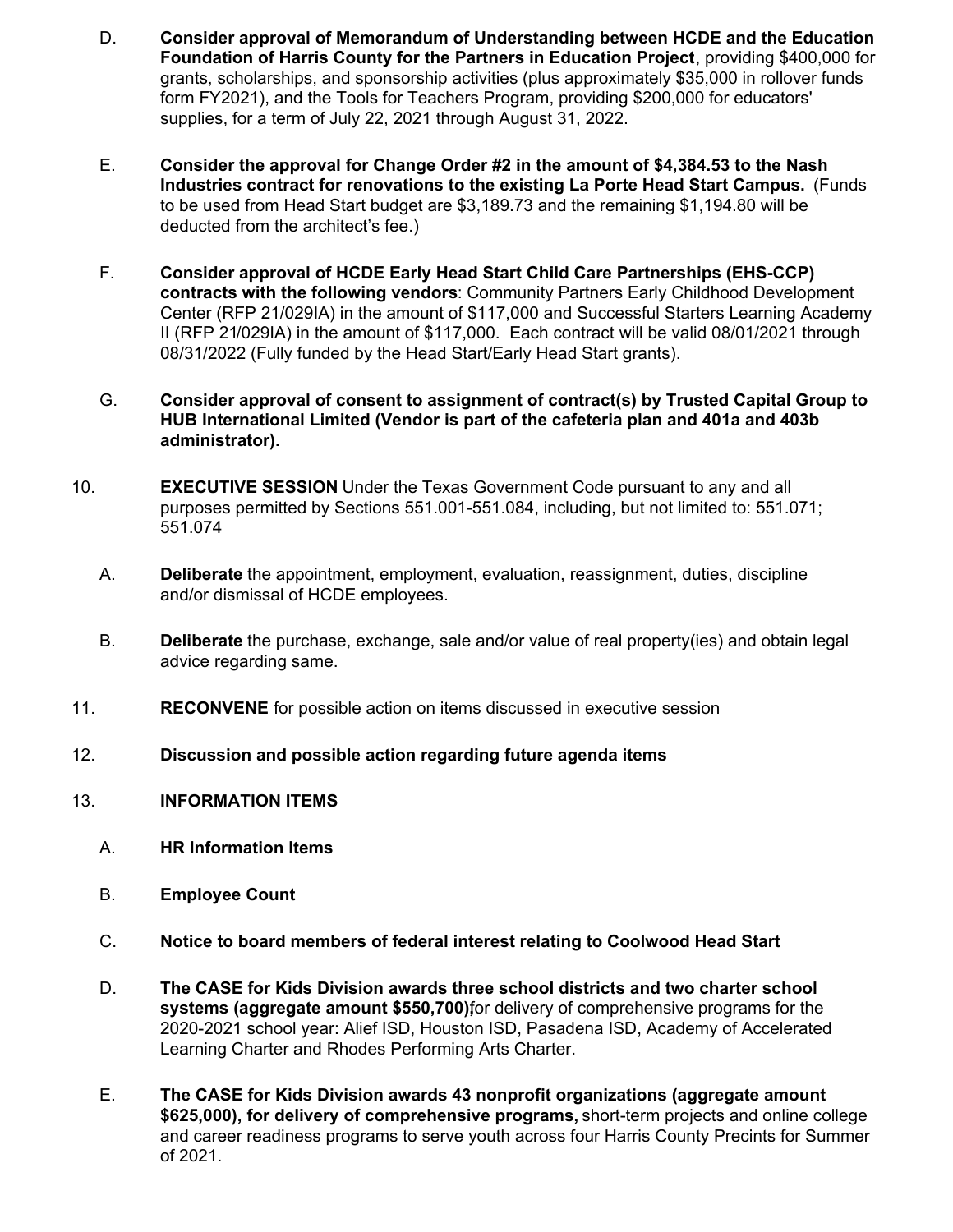D. **Consider approval of Memorandum of Understanding between HCDE and the Education Foundation of Harris County for the Partners in Education Project**, providing $400,000 for grants, scholarships, and sponsorship activities (plus approximately $35,000 in rollover funds form FY2021), and the Tools for Teachers Program, providing $200,000 for educators' supplies, for a term of July 22, 2021 through August 31, 2022.

E. **Consider the approval for Change Order #2 in the amount of $4,384.53 to the Nash Industries contract for renovations to the existing La Porte Head Start Campus.** (Funds to be used from Head Start budget are $3,189.73 and the remaining $1,194.80 will be deducted from the architect's fee.)

F. **Consider approval of HCDE Early Head Start Child Care Partnerships (EHS-CCP) contracts with the following vendors**: Community Partners Early Childhood Development Center (RFP 21/029IA) in the amount of $117,000 and Successful Starters Learning Academy II (RFP 21/029IA) in the amount of $117,000. Each contract will be valid 08/01/2021 through 08/31/2022 (Fully funded by the Head Start/Early Head Start grants).

G. **Consider approval of consent to assignment of contract(s) by Trusted Capital Group to HUB International Limited (Vendor is part of the cafeteria plan and 401a and 403b administrator).**

10. **EXECUTIVE SESSION** Under the Texas Government Code pursuant to any and all purposes permitted by Sections 551.001-551.084, including, but not limited to: 551.071; 551.074

    A. **Deliberate** the appointment, employment, evaluation, reassignment, duties, discipline and/or dismissal of HCDE employees.

    B. **Deliberate** the purchase, exchange, sale and/or value of real property(ies) and obtain legal advice regarding same.

11. **RECONVENE** for possible action on items discussed in executive session

12. **Discussion and possible action regarding future agenda items**

13. **INFORMATION ITEMS**

    A. **HR Information Items**

    B. **Employee Count**

    C. **Notice to board members of federal interest relating to Coolwood Head Start**

    D. **The CASE for Kids Division awards three school districts and two charter school systems (aggregate amount $550,700)**for delivery of comprehensive programs for the 2020-2021 school year: Alief ISD, Houston ISD, Pasadena ISD, Academy of Accelerated Learning Charter and Rhodes Performing Arts Charter.

    E. **The CASE for Kids Division awards 43 nonprofit organizations (aggregate amount $625,000), for delivery of comprehensive programs,** short-term projects and online college and career readiness programs to serve youth across four Harris County Precints for Summer of 2021.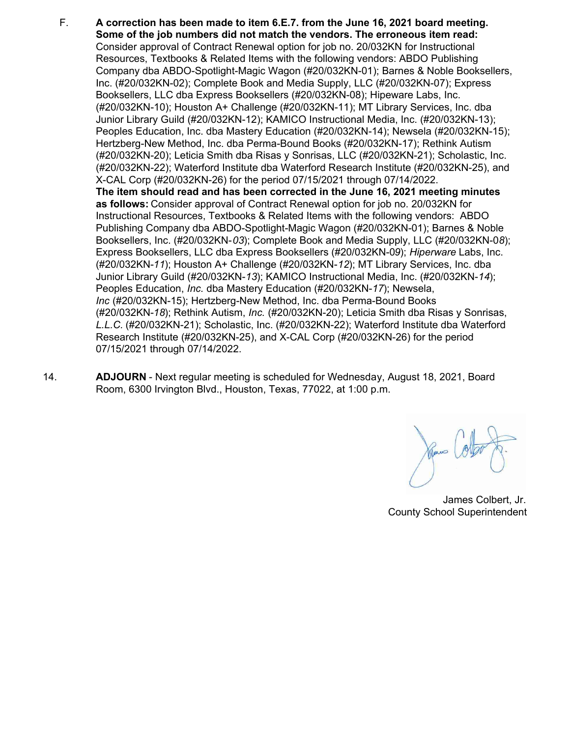F. **A correction has been made to item 6.E.7. from the June 16, 2021 board meeting. Some of the job numbers did not match the vendors. The erroneous item read:** Consider approval of Contract Renewal option for job no. 20/032KN for Instructional Resources, Textbooks & Related Items with the following vendors: ABDO Publishing Company dba ABDO-Spotlight-Magic Wagon (#20/032KN-01); Barnes & Noble Booksellers, Inc. (#20/032KN-02); Complete Book and Media Supply, LLC (#20/032KN-07); Express Booksellers, LLC dba Express Booksellers (#20/032KN-08); Hipeware Labs, Inc. (#20/032KN-10); Houston A+ Challenge (#20/032KN-11); MT Library Services, Inc. dba Junior Library Guild (#20/032KN-12); KAMICO Instructional Media, Inc. (#20/032KN-13); Peoples Education, Inc. dba Mastery Education (#20/032KN-14); Newsela (#20/032KN-15); Hertzberg-New Method, Inc. dba Perma-Bound Books (#20/032KN-17); Rethink Autism (#20/032KN-20); Leticia Smith dba Risas y Sonrisas, LLC (#20/032KN-21); Scholastic, Inc. (#20/032KN-22); Waterford Institute dba Waterford Research Institute (#20/032KN-25), and X-CAL Corp (#20/032KN-26) for the period 07/15/2021 through 07/14/2022.
**The item should read and has been corrected in the June 16, 2021 meeting minutes as follows:** Consider approval of Contract Renewal option for job no. 20/032KN for Instructional Resources, Textbooks & Related Items with the following vendors: ABDO Publishing Company dba ABDO-Spotlight-Magic Wagon (#20/032KN-01); Barnes & Noble Booksellers, Inc. (#20/032KN-*03*); Complete Book and Media Supply, LLC (#20/032KN-0*8*); Express Booksellers, LLC dba Express Booksellers (#20/032KN-0*9*); *Hiperware* Labs, Inc. (#20/032KN-*11*); Houston A+ Challenge (#20/032KN-*12*); MT Library Services, Inc. dba Junior Library Guild (#20/032KN-*13*); KAMICO Instructional Media, Inc. (#20/032KN-*14*); Peoples Education, *Inc.* dba Mastery Education (#20/032KN-*17*); Newsela, *Inc* (#20/032KN-15); Hertzberg-New Method, Inc. dba Perma-Bound Books (#20/032KN-*18*); Rethink Autism, *Inc.* (#20/032KN-20); Leticia Smith dba Risas y Sonrisas, *L.L.C.* (#20/032KN-21); Scholastic, Inc. (#20/032KN-22); Waterford Institute dba Waterford Research Institute (#20/032KN-25), and X-CAL Corp (#20/032KN-26) for the period 07/15/2021 through 07/14/2022.

14. **ADJOURN** - Next regular meeting is scheduled for Wednesday, August 18, 2021, Board Room, 6300 Irvington Blvd., Houston, Texas, 77022, at 1:00 p.m.

James Colbert, Jr.
County School Superintendent